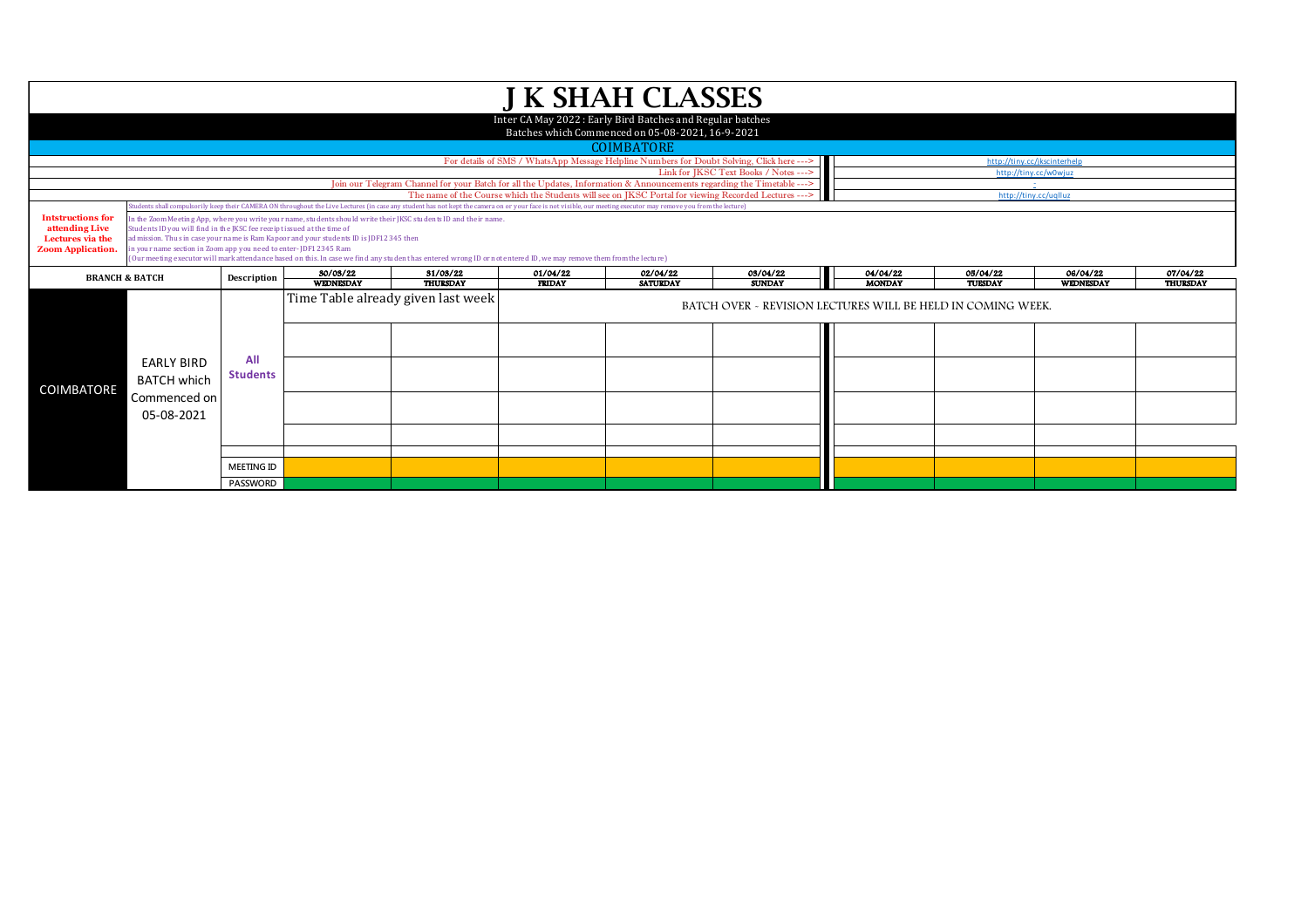# J K SHAH CLASSES

Inter CA May 2022 : Early Bird Batches and Regular batches

Batches which Commenced on 05-08-2021, 16-9-2021

## COIMBATORE

| | |
|---|---|
| For details of SMS / WhatsApp Message Helpline Numbers for Doubt Solving, Click here ---> | http://tiny.cc/jkscinterhelp |
| Link for JKSC Text Books / Notes ---> | http://tiny.cc/w0wjuz |
| Join our Telegram Channel for your Batch for all the Updates, Information & Announcements regarding the Timetable ---> | - |
| The name of the Course which the Students will see on JKSC Portal for viewing Recorded Lectures ---> | http://tiny.cc/uqlluz |

Students shall compulsorily keep their CAMERA ON throughout the Live Lectures (in case any student has not kept the camera on or your face is not visible, our meeting executor may remove you from the lecture)

**Intstructions for attending Live Lectures via the Zoom Application.**

In the Zoom Meeting App, where you write your name, students should write their JKSC students ID and their name.
Students ID you will find in the JKSC fee receipt issued at the time of admission. Thus in case your name is Ram Kapoor and your students ID is JDF12345 then in your name section in Zoom app you need to enter- JDF12345 Ram
(Our meeting executor will mark attendance based on this. In case we find any student has entered wrong ID or not entered ID, we may remove them from the lecture)

| BRANCH & BATCH | | Description | 30/03/22 WEDNESDAY | 31/03/22 THURSDAY | 01/04/22 FRIDAY | 02/04/22 SATURDAY | 03/04/22 SUNDAY | 04/04/22 MONDAY | 05/04/22 TUESDAY | 06/04/22 WEDNESDAY | 07/04/22 THURSDAY |
|---|---|---|---|---|---|---|---|---|---|---|---|
| COIMBATORE | EARLY BIRD BATCH which Commenced on 05-08-2021 | All Students | Time Table already given last week | | BATCH OVER - REVISION LECTURES WILL BE HELD IN COMING WEEK. | | | | | | |
| | | | | | | | | | | | |
| | | | | | | | | | | | |
| | | | | | | | | | | | |
| | | | | | | | | | | | |
| | | | | | | | | | | | |
| | | MEETING ID | | | | | | | | | |
| | | PASSWORD | | | | | | | | | |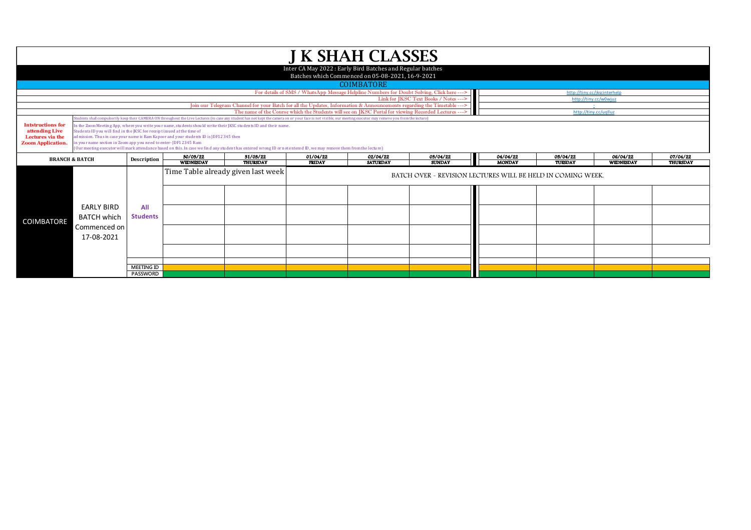# J K SHAH CLASSES

Inter CA May 2022 : Early Bird Batches and Regular batches

Batches which Commenced on 05-08-2021, 16-9-2021

## COIMBATORE

| | |
|---|---|
| For details of SMS / WhatsApp Message Helpline Numbers for Doubt Solving, Click here ---> | http://tiny.cc/jkscinterhelp |
| Link for JKSC Text Books / Notes ---> | http://tiny.cc/w0wjuz |
| Join our Telegram Channel for your Batch for all the Updates, Information & Announcements regarding the Timetable ---> | - |
| The name of the Course which the Students will see on JKSC Portal for viewing Recorded Lectures ---> | http://tiny.cc/uqlluz |

**Intstructions for attending Live Lectures via the Zoom Application.**

Students shall compulsorily keep their CAMERA ON throughout the Live Lectures (in case any student has not kept the camera on or your face is not visible, our meeting executor may remove you from the lecture)

In the Zoom Meeting App, where you write your name, students should write their JKSC students ID and their name.
Students ID you will find in the JKSC fee receipt issued at the time of admission. Thus in case your name is Ram Kapoor and your students ID is JDF12345 then in your name section in Zoom app you need to enter- JDF12345 Ram
(Our meeting executor will mark attendance based on this. In case we find any student has entered wrong ID or not entered ID, we may remove them from the lecture)

| BRANCH & BATCH | | Description | 30/03/22 WEDNESDAY | 31/03/22 THURSDAY | 01/04/22 FRIDAY | 02/04/22 SATURDAY | 03/04/22 SUNDAY | 04/04/22 MONDAY | 05/04/22 TUESDAY | 06/04/22 WEDNESDAY | 07/04/22 THURSDAY |
|---|---|---|---|---|---|---|---|---|---|---|---|
| COIMBATORE | EARLY BIRD BATCH which Commenced on 17-08-2021 | All Students | Time Table already given last week | | BATCH OVER - REVISION LECTURES WILL BE HELD IN COMING WEEK. | | | | | | |
| | | | | | | | | | | | |
| | | | | | | | | | | | |
| | | | | | | | | | | | |
| | | | | | | | | | | | |
| | | MEETING ID | | | | | | | | | |
| | | PASSWORD | | | | | | | | | |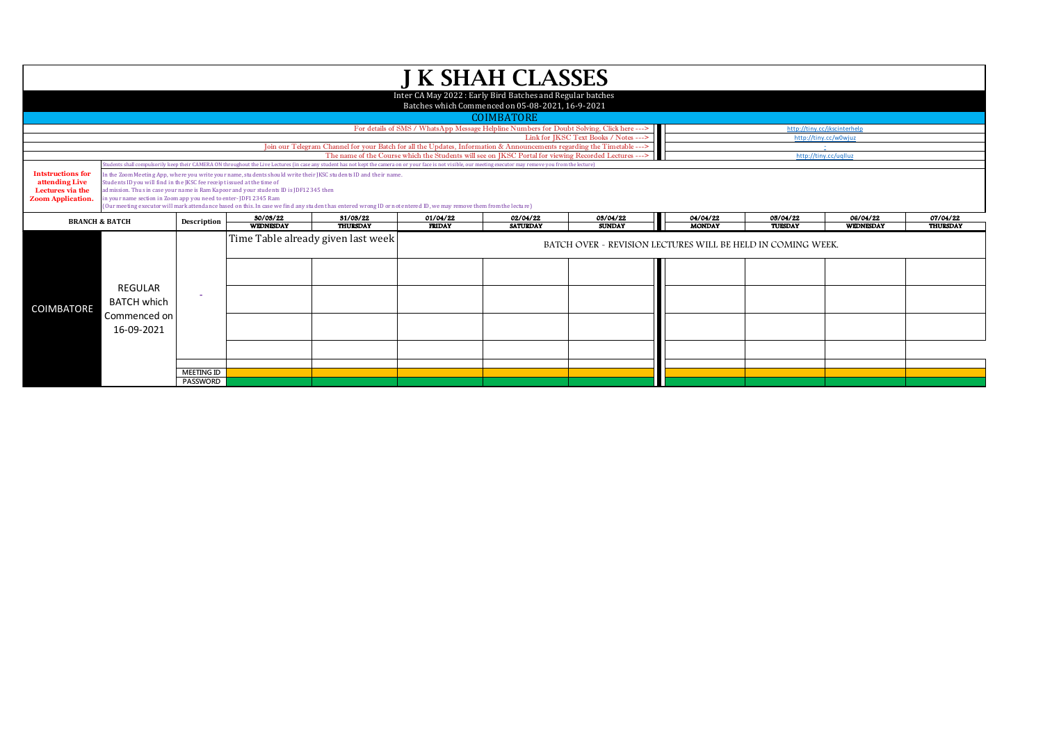# J K SHAH CLASSES

Inter CA May 2022 : Early Bird Batches and Regular batches

Batches which Commenced on 05-08-2021, 16-9-2021

## COIMBATORE

| | |
|---|---|
| For details of SMS / WhatsApp Message Helpline Numbers for Doubt Solving, Click here ---> | http://tiny.cc/jkscinterhelp |
| Link for JKSC Text Books / Notes ---> | http://tiny.cc/w0wjuz |
| Join our Telegram Channel for your Batch for all the Updates, Information & Announcements regarding the Timetable ---> | - |
| The name of the Course which the Students will see on JKSC Portal for viewing Recorded Lectures ---> | http://tiny.cc/uqlluz |

**Intstructions for attending Live Lectures via the Zoom Application.**

Students shall compulsorily keep their CAMERA ON throughout the Live Lectures (in case any student has not kept the camera on or your face is not visible, our meeting executor may remove you from the lecture)

In the Zoom Meeting App, where you write your name, students should write their JKSC students ID and their name.
Students ID you will find in the JKSC fee receipt issued at the time of admission. Thus in case your name is Ram Kapoor and your students ID is JDF12345 then in your name section in Zoom app you need to enter- JDF12345 Ram
(Our meeting executor will mark attendance based on this. In case we find any student has entered wrong ID or not entered ID, we may remove them from the lecture)

| BRANCH & BATCH | | Description | 30/03/22 WEDNESDAY | 31/03/22 THURSDAY | 01/04/22 FRIDAY | 02/04/22 SATURDAY | 03/04/22 SUNDAY | 04/04/22 MONDAY | 05/04/22 TUESDAY | 06/04/22 WEDNESDAY | 07/04/22 THURSDAY |
|---|---|---|---|---|---|---|---|---|---|---|---|
| COIMBATORE | REGULAR BATCH which Commenced on 16-09-2021 | - | Time Table already given last week | | BATCH OVER - REVISION LECTURES WILL BE HELD IN COMING WEEK. | | | | | | |
| | | | | | | | | | | | |
| | | | | | | | | | | | |
| | | | | | | | | | | | |
| | | | | | | | | | | | |
| | | MEETING ID | | | | | | | | | |
| | | PASSWORD | | | | | | | | | |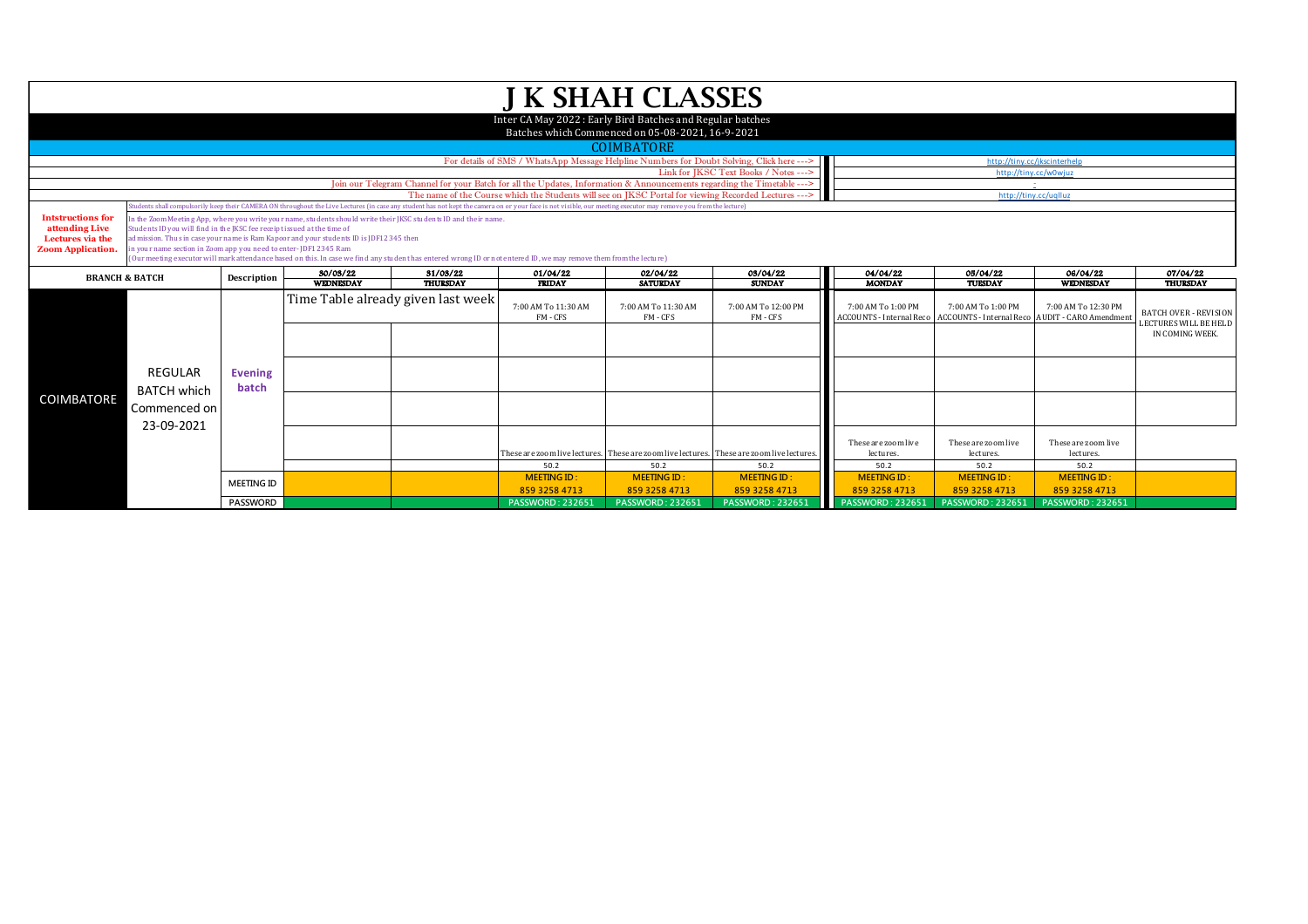# J K SHAH CLASSES

Inter CA May 2022 : Early Bird Batches and Regular batches

Batches which Commenced on 05-08-2021, 16-9-2021

## COIMBATORE

| | |
|---|---|
| For details of SMS / WhatsApp Message Helpline Numbers for Doubt Solving, Click here ---> | http://tiny.cc/jkscinterhelp |
| Link for JKSC Text Books / Notes ---> | http://tiny.cc/w0wjuz |
| Join our Telegram Channel for your Batch for all the Updates, Information & Announcements regarding the Timetable ---> | - |
| The name of the Course which the Students will see on JKSC Portal for viewing Recorded Lectures ---> | http://tiny.cc/uqlluz |

Students shall compulsorily keep their CAMERA ON throughout the Live Lectures (in case any student has not kept the camera on or your face is not visible, our meeting executor may remove you from the lecture)

**Intstructions for attending Live Lectures via the Zoom Application.**

In the Zoom Meeting App, where you write your name, students should write their JKSC students ID and their name.
Students ID you will find in the JKSC fee receipt issued at the time of admission. Thus in case your name is Ram Kapoor and your students ID is JDF12345 then in your name section in Zoom app you need to enter- JDF12345 Ram
(Our meeting executor will mark attendance based on this. In case we find any student has entered wrong ID or not entered ID, we may remove them from the lecture)

| BRANCH & BATCH | | Description | 30/03/22 WEDNESDAY | 31/03/22 THURSDAY | 01/04/22 FRIDAY | 02/04/22 SATURDAY | 03/04/22 SUNDAY | 04/04/22 MONDAY | 05/04/22 TUESDAY | 06/04/22 WEDNESDAY | 07/04/22 THURSDAY |
|---|---|---|---|---|---|---|---|---|---|---|---|
| COIMBATORE | REGULAR BATCH which Commenced on 23-09-2021 | Evening batch | Time Table already given last week | | 7:00 AM To 11:30 AM FM - CFS | 7:00 AM To 11:30 AM FM - CFS | 7:00 AM To 12:00 PM FM - CFS | 7:00 AM To 1:00 PM ACCOUNTS - Internal Reco | 7:00 AM To 1:00 PM ACCOUNTS - Internal Reco | 7:00 AM To 12:30 PM AUDIT - CARO Amendment | BATCH OVER - REVISION LECTURES WILL BE HELD IN COMING WEEK. |
| | | | | | These are zoom live lectures. | These are zoom live lectures. | These are zoom live lectures. | These are zoom live lectures. | These are zoom live lectures. | These are zoom live lectures. | |
| | | | | | 50.2 | 50.2 | 50.2 | 50.2 | 50.2 | 50.2 | |
| | | MEETING ID | | | MEETING ID : 859 3258 4713 | MEETING ID : 859 3258 4713 | MEETING ID : 859 3258 4713 | MEETING ID : 859 3258 4713 | MEETING ID : 859 3258 4713 | MEETING ID : 859 3258 4713 | |
| | | PASSWORD | | | PASSWORD : 232651 | PASSWORD : 232651 | PASSWORD : 232651 | PASSWORD : 232651 | PASSWORD : 232651 | PASSWORD : 232651 | |